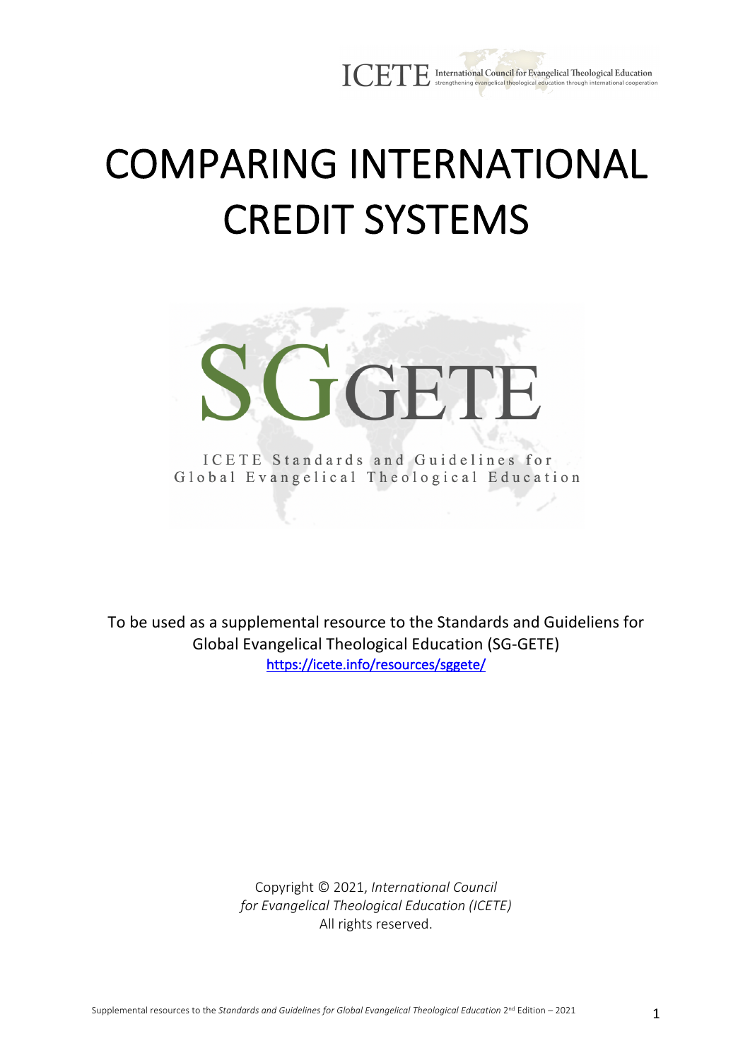ICETE International Council for Evangelical Theological Education
strengthening evangelical theological education through international cooperation

# COMPARING INTERNATIONAL CREDIT SYSTEMS

SGGETE

ICETE Standards and Guidelines for Global Evangelical Theological Education

To be used as a supplemental resource to the Standards and Guideliens for Global Evangelical Theological Education (SG-GETE)
https://icete.info/resources/sggete/

Copyright © 2021, *International Council for Evangelical Theological Education (ICETE)*
All rights reserved.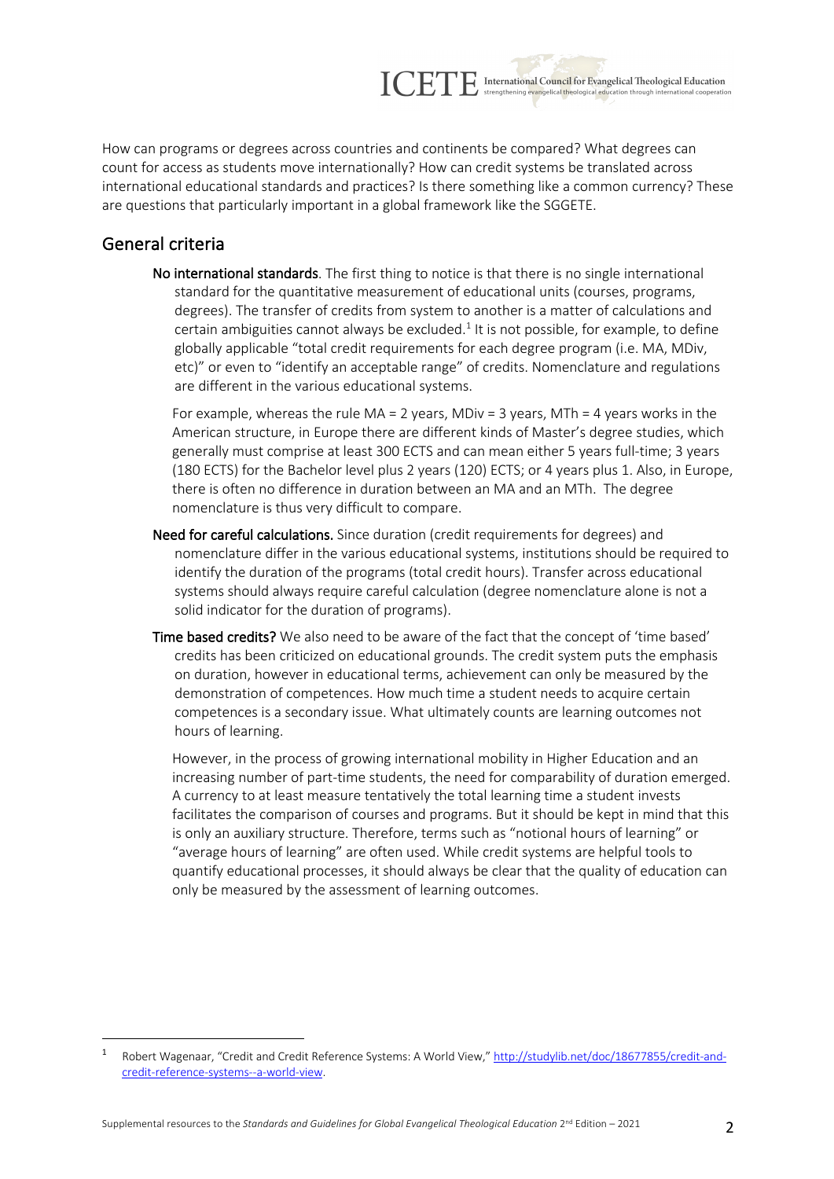How can programs or degrees across countries and continents be compared? What degrees can count for access as students move internationally? How can credit systems be translated across international educational standards and practices? Is there something like a common currency? These are questions that particularly important in a global framework like the SGGETE.

## General criteria

**No international standards**. The first thing to notice is that there is no single international standard for the quantitative measurement of educational units (courses, programs, degrees). The transfer of credits from system to another is a matter of calculations and certain ambiguities cannot always be excluded.[1] It is not possible, for example, to define globally applicable "total credit requirements for each degree program (i.e. MA, MDiv, etc)" or even to "identify an acceptable range" of credits. Nomenclature and regulations are different in the various educational systems.

For example, whereas the rule MA = 2 years, MDiv = 3 years, MTh = 4 years works in the American structure, in Europe there are different kinds of Master's degree studies, which generally must comprise at least 300 ECTS and can mean either 5 years full-time; 3 years (180 ECTS) for the Bachelor level plus 2 years (120) ECTS; or 4 years plus 1. Also, in Europe, there is often no difference in duration between an MA and an MTh. The degree nomenclature is thus very difficult to compare.

**Need for careful calculations.** Since duration (credit requirements for degrees) and nomenclature differ in the various educational systems, institutions should be required to identify the duration of the programs (total credit hours). Transfer across educational systems should always require careful calculation (degree nomenclature alone is not a solid indicator for the duration of programs).

**Time based credits?** We also need to be aware of the fact that the concept of 'time based' credits has been criticized on educational grounds. The credit system puts the emphasis on duration, however in educational terms, achievement can only be measured by the demonstration of competences. How much time a student needs to acquire certain competences is a secondary issue. What ultimately counts are learning outcomes not hours of learning.

However, in the process of growing international mobility in Higher Education and an increasing number of part-time students, the need for comparability of duration emerged. A currency to at least measure tentatively the total learning time a student invests facilitates the comparison of courses and programs. But it should be kept in mind that this is only an auxiliary structure. Therefore, terms such as "notional hours of learning" or "average hours of learning" are often used. While credit systems are helpful tools to quantify educational processes, it should always be clear that the quality of education can only be measured by the assessment of learning outcomes.

---

[1] Robert Wagenaar, "Credit and Credit Reference Systems: A World View," http://studylib.net/doc/18677855/credit-and-credit-reference-systems--a-world-view.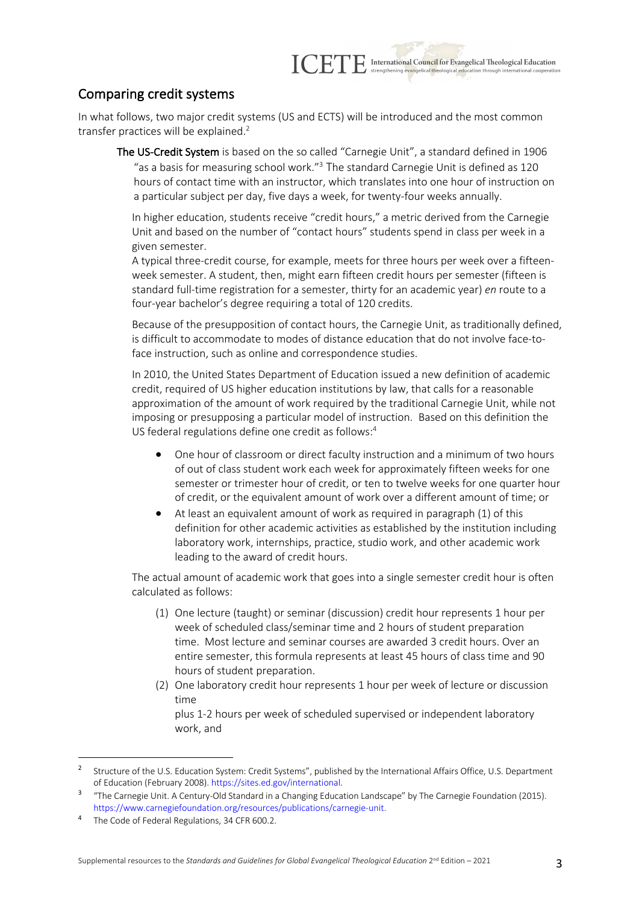## Comparing credit systems

In what follows, two major credit systems (US and ECTS) will be introduced and the most common transfer practices will be explained.[2]

**The US-Credit System** is based on the so called "Carnegie Unit", a standard defined in 1906 "as a basis for measuring school work."[3] The standard Carnegie Unit is defined as 120 hours of contact time with an instructor, which translates into one hour of instruction on a particular subject per day, five days a week, for twenty-four weeks annually.

In higher education, students receive "credit hours," a metric derived from the Carnegie Unit and based on the number of "contact hours" students spend in class per week in a given semester.
A typical three-credit course, for example, meets for three hours per week over a fifteen-week semester. A student, then, might earn fifteen credit hours per semester (fifteen is standard full-time registration for a semester, thirty for an academic year) *en* route to a four-year bachelor's degree requiring a total of 120 credits.

Because of the presupposition of contact hours, the Carnegie Unit, as traditionally defined, is difficult to accommodate to modes of distance education that do not involve face-to-face instruction, such as online and correspondence studies.

In 2010, the United States Department of Education issued a new definition of academic credit, required of US higher education institutions by law, that calls for a reasonable approximation of the amount of work required by the traditional Carnegie Unit, while not imposing or presupposing a particular model of instruction. Based on this definition the US federal regulations define one credit as follows:[4]

- One hour of classroom or direct faculty instruction and a minimum of two hours of out of class student work each week for approximately fifteen weeks for one semester or trimester hour of credit, or ten to twelve weeks for one quarter hour of credit, or the equivalent amount of work over a different amount of time; or
- At least an equivalent amount of work as required in paragraph (1) of this definition for other academic activities as established by the institution including laboratory work, internships, practice, studio work, and other academic work leading to the award of credit hours.

The actual amount of academic work that goes into a single semester credit hour is often calculated as follows:

(1) One lecture (taught) or seminar (discussion) credit hour represents 1 hour per week of scheduled class/seminar time and 2 hours of student preparation time. Most lecture and seminar courses are awarded 3 credit hours. Over an entire semester, this formula represents at least 45 hours of class time and 90 hours of student preparation.
(2) One laboratory credit hour represents 1 hour per week of lecture or discussion time
plus 1-2 hours per week of scheduled supervised or independent laboratory work, and

---

[2] Structure of the U.S. Education System: Credit Systems", published by the International Affairs Office, U.S. Department of Education (February 2008). https://sites.ed.gov/international.

[3] "The Carnegie Unit. A Century-Old Standard in a Changing Education Landscape" by The Carnegie Foundation (2015). https://www.carnegiefoundation.org/resources/publications/carnegie-unit.

[4] The Code of Federal Regulations, 34 CFR 600.2.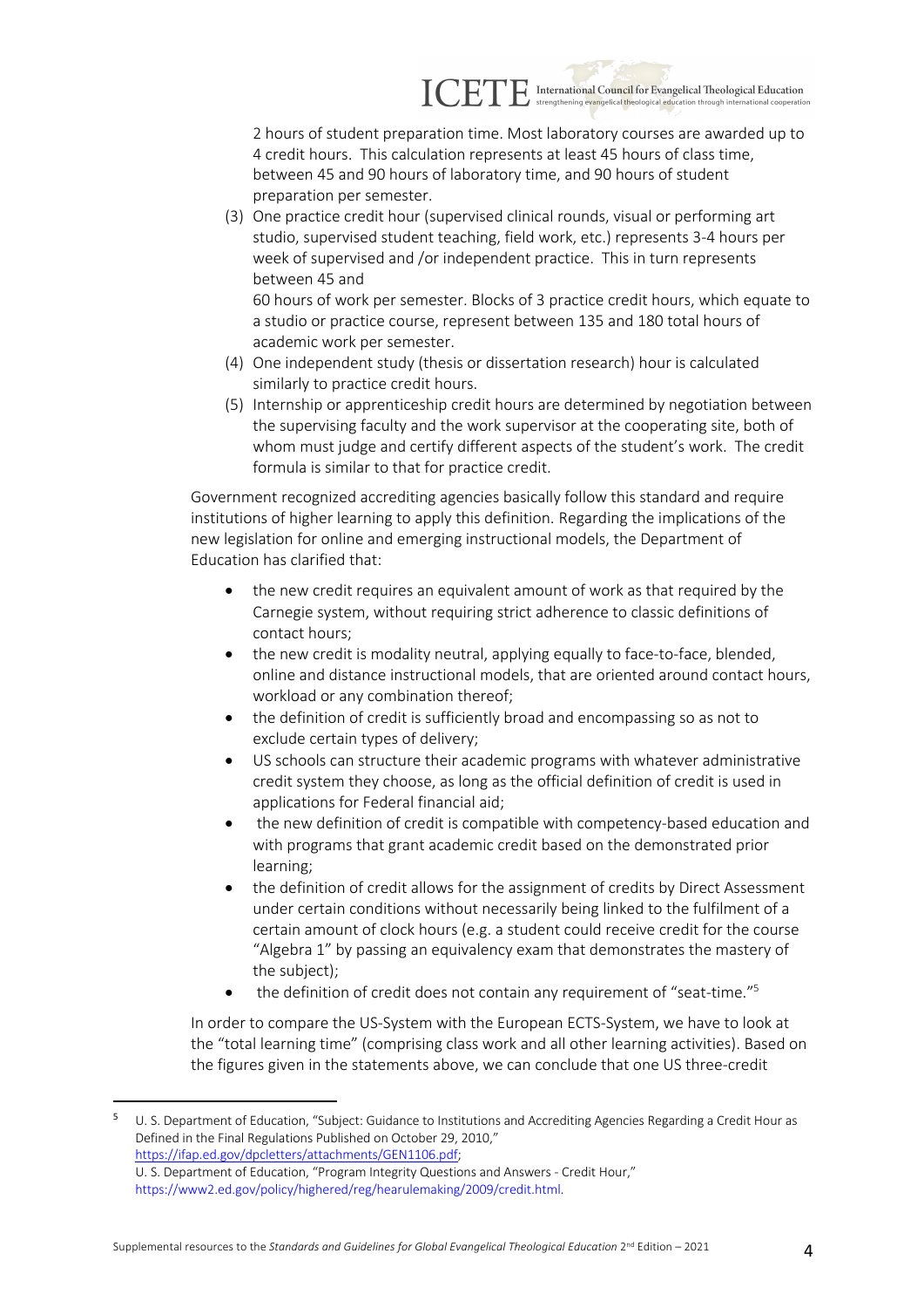2 hours of student preparation time. Most laboratory courses are awarded up to 4 credit hours. This calculation represents at least 45 hours of class time, between 45 and 90 hours of laboratory time, and 90 hours of student preparation per semester.

(3) One practice credit hour (supervised clinical rounds, visual or performing art studio, supervised student teaching, field work, etc.) represents 3-4 hours per week of supervised and /or independent practice. This in turn represents between 45 and 60 hours of work per semester. Blocks of 3 practice credit hours, which equate to a studio or practice course, represent between 135 and 180 total hours of academic work per semester.

(4) One independent study (thesis or dissertation research) hour is calculated similarly to practice credit hours.

(5) Internship or apprenticeship credit hours are determined by negotiation between the supervising faculty and the work supervisor at the cooperating site, both of whom must judge and certify different aspects of the student's work. The credit formula is similar to that for practice credit.

Government recognized accrediting agencies basically follow this standard and require institutions of higher learning to apply this definition. Regarding the implications of the new legislation for online and emerging instructional models, the Department of Education has clarified that:

- the new credit requires an equivalent amount of work as that required by the Carnegie system, without requiring strict adherence to classic definitions of contact hours;
- the new credit is modality neutral, applying equally to face-to-face, blended, online and distance instructional models, that are oriented around contact hours, workload or any combination thereof;
- the definition of credit is sufficiently broad and encompassing so as not to exclude certain types of delivery;
- US schools can structure their academic programs with whatever administrative credit system they choose, as long as the official definition of credit is used in applications for Federal financial aid;
- the new definition of credit is compatible with competency-based education and with programs that grant academic credit based on the demonstrated prior learning;
- the definition of credit allows for the assignment of credits by Direct Assessment under certain conditions without necessarily being linked to the fulfilment of a certain amount of clock hours (e.g. a student could receive credit for the course "Algebra 1" by passing an equivalency exam that demonstrates the mastery of the subject);
- the definition of credit does not contain any requirement of "seat-time."[5]

In order to compare the US-System with the European ECTS-System, we have to look at the "total learning time" (comprising class work and all other learning activities). Based on the figures given in the statements above, we can conclude that one US three-credit

---

[5] U. S. Department of Education, "Subject: Guidance to Institutions and Accrediting Agencies Regarding a Credit Hour as Defined in the Final Regulations Published on October 29, 2010," https://ifap.ed.gov/dpcletters/attachments/GEN1106.pdf; U. S. Department of Education, "Program Integrity Questions and Answers - Credit Hour," https://www2.ed.gov/policy/highered/reg/hearulemaking/2009/credit.html.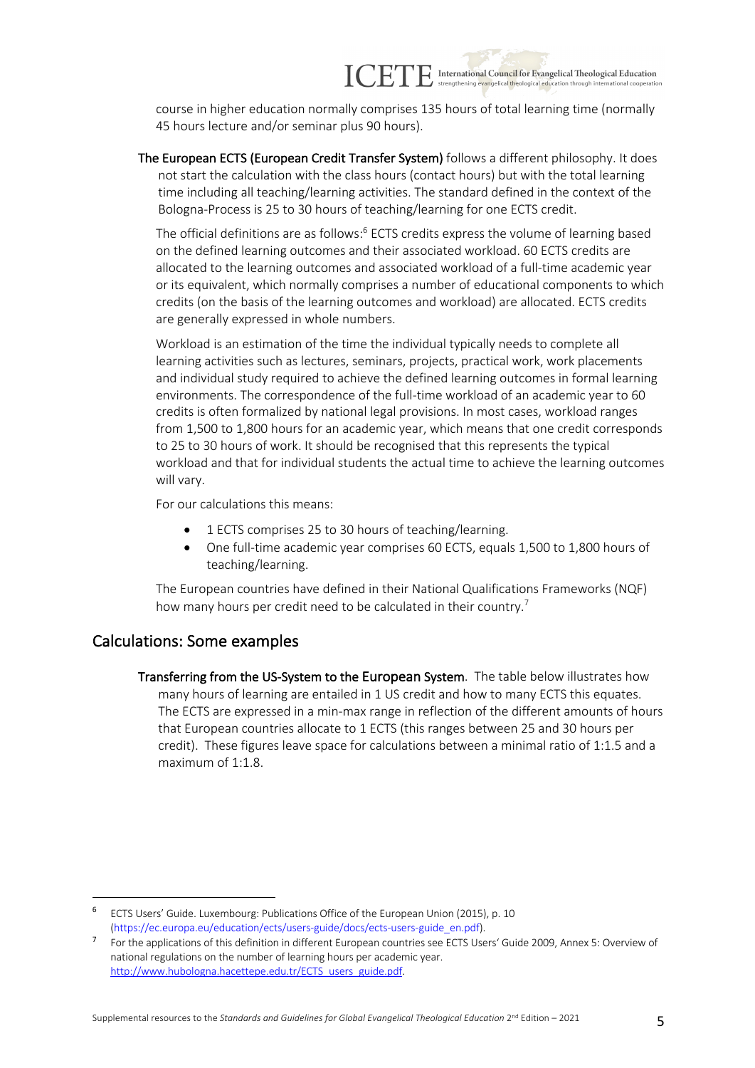course in higher education normally comprises 135 hours of total learning time (normally 45 hours lecture and/or seminar plus 90 hours).

**The European ECTS (European Credit Transfer System)** follows a different philosophy. It does not start the calculation with the class hours (contact hours) but with the total learning time including all teaching/learning activities. The standard defined in the context of the Bologna-Process is 25 to 30 hours of teaching/learning for one ECTS credit.

The official definitions are as follows:[6] ECTS credits express the volume of learning based on the defined learning outcomes and their associated workload. 60 ECTS credits are allocated to the learning outcomes and associated workload of a full-time academic year or its equivalent, which normally comprises a number of educational components to which credits (on the basis of the learning outcomes and workload) are allocated. ECTS credits are generally expressed in whole numbers.

Workload is an estimation of the time the individual typically needs to complete all learning activities such as lectures, seminars, projects, practical work, work placements and individual study required to achieve the defined learning outcomes in formal learning environments. The correspondence of the full-time workload of an academic year to 60 credits is often formalized by national legal provisions. In most cases, workload ranges from 1,500 to 1,800 hours for an academic year, which means that one credit corresponds to 25 to 30 hours of work. It should be recognised that this represents the typical workload and that for individual students the actual time to achieve the learning outcomes will vary.

For our calculations this means:

- 1 ECTS comprises 25 to 30 hours of teaching/learning.
- One full-time academic year comprises 60 ECTS, equals 1,500 to 1,800 hours of teaching/learning.

The European countries have defined in their National Qualifications Frameworks (NQF) how many hours per credit need to be calculated in their country.[7]

## Calculations: Some examples

**Transferring from the US-System to the European System**. The table below illustrates how many hours of learning are entailed in 1 US credit and how to many ECTS this equates. The ECTS are expressed in a min-max range in reflection of the different amounts of hours that European countries allocate to 1 ECTS (this ranges between 25 and 30 hours per credit). These figures leave space for calculations between a minimal ratio of 1:1.5 and a maximum of 1:1.8.

---

[6] ECTS Users' Guide. Luxembourg: Publications Office of the European Union (2015), p. 10 (https://ec.europa.eu/education/ects/users-guide/docs/ects-users-guide_en.pdf).

[7] For the applications of this definition in different European countries see ECTS Users' Guide 2009, Annex 5: Overview of national regulations on the number of learning hours per academic year. http://www.hubologna.hacettepe.edu.tr/ECTS_users_guide.pdf.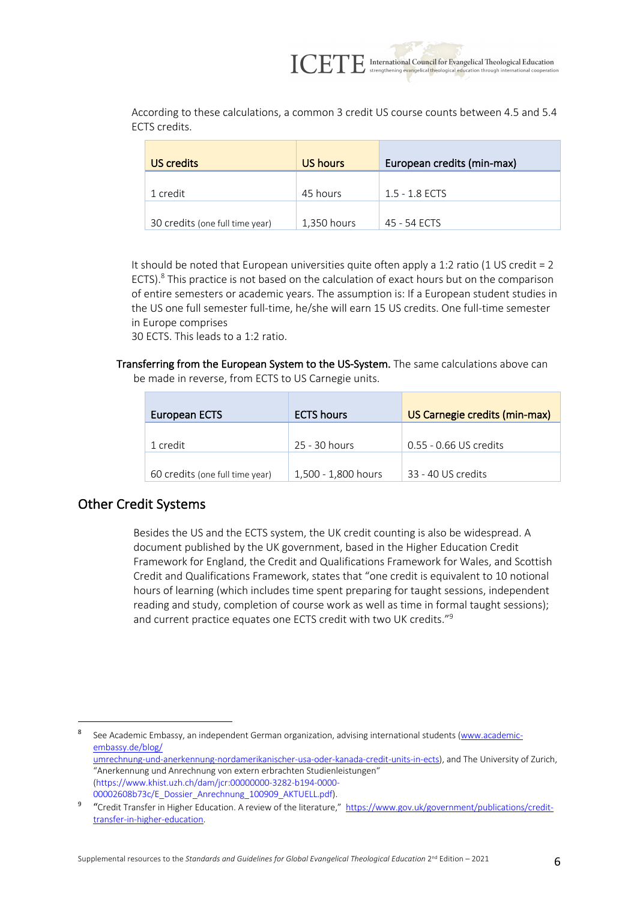According to these calculations, a common 3 credit US course counts between 4.5 and 5.4 ECTS credits.

| US credits | US hours | European credits (min-max) |
| --- | --- | --- |
| 1 credit | 45 hours | 1.5 - 1.8 ECTS |
| 30 credits (one full time year) | 1,350 hours | 45 - 54 ECTS |

It should be noted that European universities quite often apply a 1:2 ratio (1 US credit = 2 ECTS).[8] This practice is not based on the calculation of exact hours but on the comparison of entire semesters or academic years. The assumption is: If a European student studies in the US one full semester full-time, he/she will earn 15 US credits. One full-time semester in Europe comprises
30 ECTS. This leads to a 1:2 ratio.

**Transferring from the European System to the US-System.** The same calculations above can be made in reverse, from ECTS to US Carnegie units.

| European ECTS | ECTS hours | US Carnegie credits (min-max) |
| --- | --- | --- |
| 1 credit | 25 - 30 hours | 0.55 - 0.66 US credits |
| 60 credits (one full time year) | 1,500 - 1,800 hours | 33 - 40 US credits |

## Other Credit Systems

Besides the US and the ECTS system, the UK credit counting is also be widespread. A document published by the UK government, based in the Higher Education Credit Framework for England, the Credit and Qualifications Framework for Wales, and Scottish Credit and Qualifications Framework, states that "one credit is equivalent to 10 notional hours of learning (which includes time spent preparing for taught sessions, independent reading and study, completion of course work as well as time in formal taught sessions); and current practice equates one ECTS credit with two UK credits."[9]

---

[8] See Academic Embassy, an independent German organization, advising international students (www.academic-embassy.de/blog/umrechnung-und-anerkennung-nordamerikanischer-usa-oder-kanada-credit-units-in-ects), and The University of Zurich, "Anerkennung und Anrechnung von extern erbrachten Studienleistungen" (https://www.khist.uzh.ch/dam/jcr:00000000-3282-b194-0000-00002608b73c/E_Dossier_Anrechnung_100909_AKTUELL.pdf).

[9] "Credit Transfer in Higher Education. A review of the literature," https://www.gov.uk/government/publications/credit-transfer-in-higher-education.